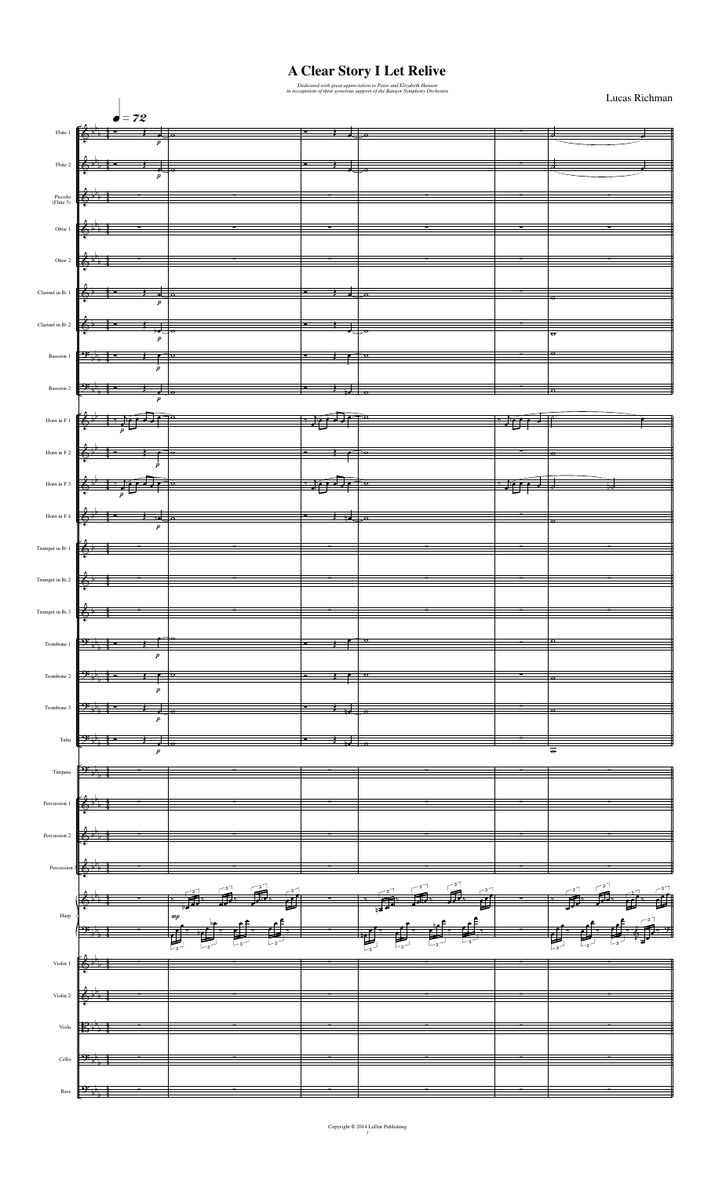# A Clear Story I Let Relive

*Dedicated with great appreciation to Peter and Elizabeth Hansen in recognition of their generous support of the Bangor Symphony Orchestra*

Lucas Richman

♩ = 72

Flute 1

Flute 2

Piccolo (Flute 3)

Oboe 1

Oboe 2

Clarinet in B♭ 1

Clarinet in B♭ 2

Bassoon 1

Bassoon 2

Horn in F 1

Horn in F 2

Horn in F 3

Horn in F 4

Trumpet in B♭ 1

Trumpet in B♭ 2

Trumpet in B♭ 3

Trombone 1

Trombone 2

Trombone 3

Tuba

Timpani

Percussion 1

Percussion 2

Percussion 3

Harp

Violin 1

Violin 2

Viola

Cello

Bass

Copyright © 2014 LeDor Publishing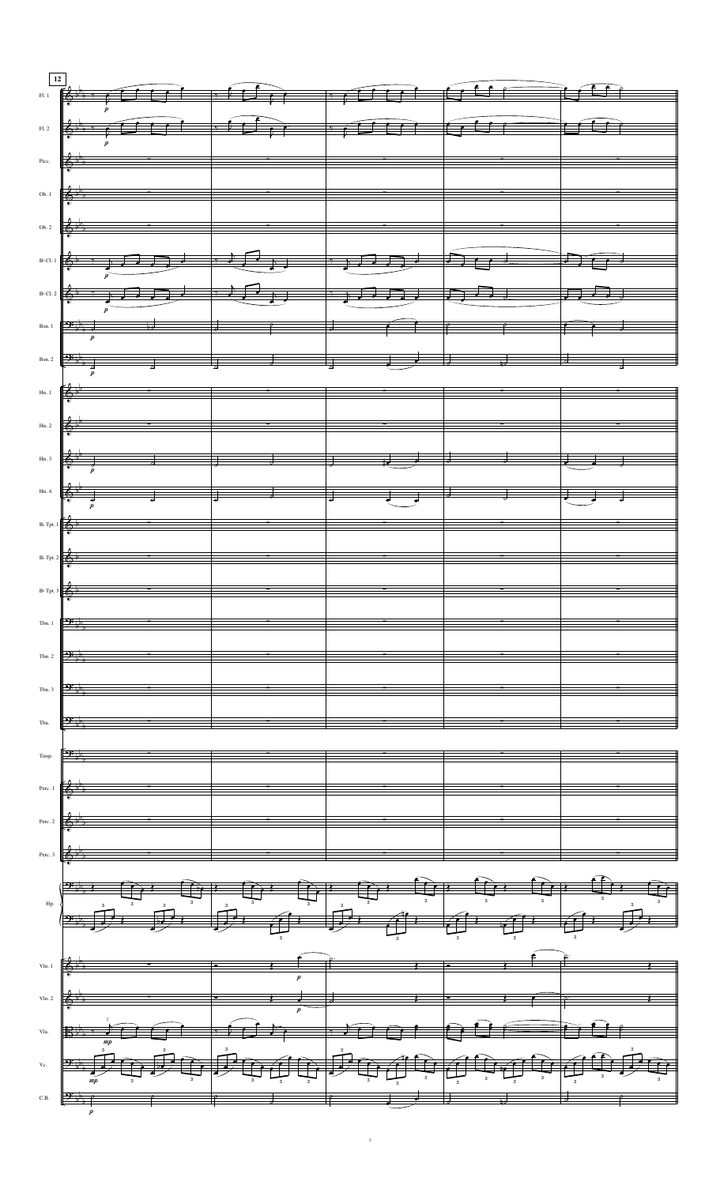12

Fl. 1

Fl. 2

Picc.

Ob. 1

Ob. 2

B♭ Cl. 1

B♭ Cl. 2

Bsn. 1

Bsn. 2

Hn. 1

Hn. 2

Hn. 3

Hn. 4

B♭ Tpt. 1

B♭ Tpt. 2

B♭ Tpt. 3

Tbn. 1

Tbn. 2

Tbn. 3

Tba.

Timp.

Perc. 1

Perc. 2

Perc. 3

Hp.

Vln. 1

Vln. 2

Vla.

Vc.

C.B.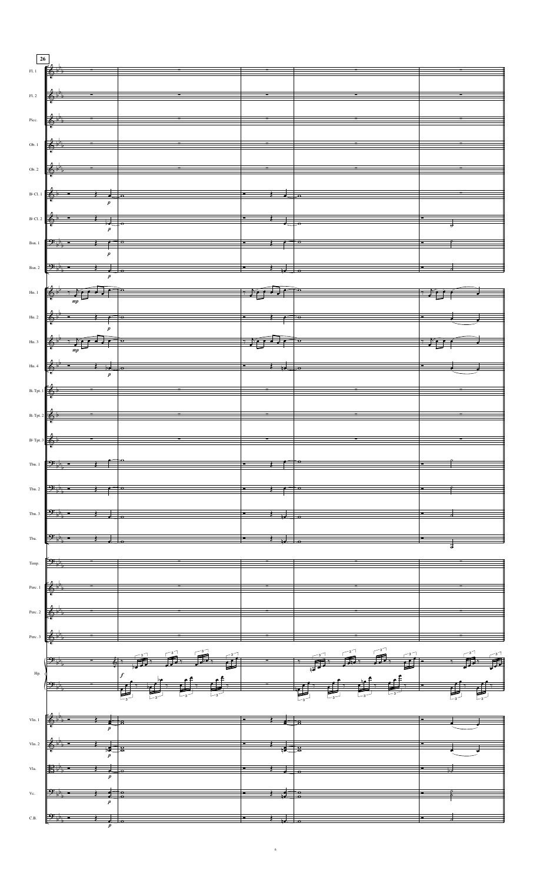26

Fl. 1

Fl. 2

Picc.

Ob. 1

Ob. 2

B♭ Cl. 1

B♭ Cl. 2

Bsn. 1

Bsn. 2

Hn. 1

Hn. 2

Hn. 3

Hn. 4

B♭ Tpt. 1

B♭ Tpt. 2

B♭ Tpt. 3

Tbn. 1

Tbn. 2

Tbn. 3

Tba.

Timp.

Perc. 1

Perc. 2

Perc. 3

Hp.

Vln. 1

Vln. 2

Vla.

Vc.

C.B.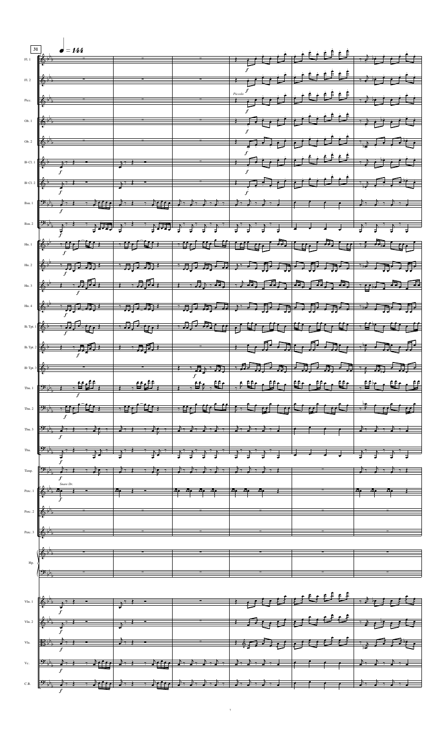31 ♩ = 144

Fl. 1
Fl. 2
Picc.
Ob. 1
Ob. 2
B♭ Cl. 1
B♭ Cl. 2
Bsn. 1
Bsn. 2
Hn. 1
Hn. 2
Hn. 3
Hn. 4
B♭ Tpt. 1
B♭ Tpt. 2
B♭ Tpt. 3
Tbn. 1
Tbn. 2
Tbn. 3
Tba.
Timp.
Perc. 1
Perc. 2
Perc. 3
Hp.
Vln. 1
Vln. 2
Vla.
Vc.
C.B.

*f*

*Piccolo*

*Snare Dr.*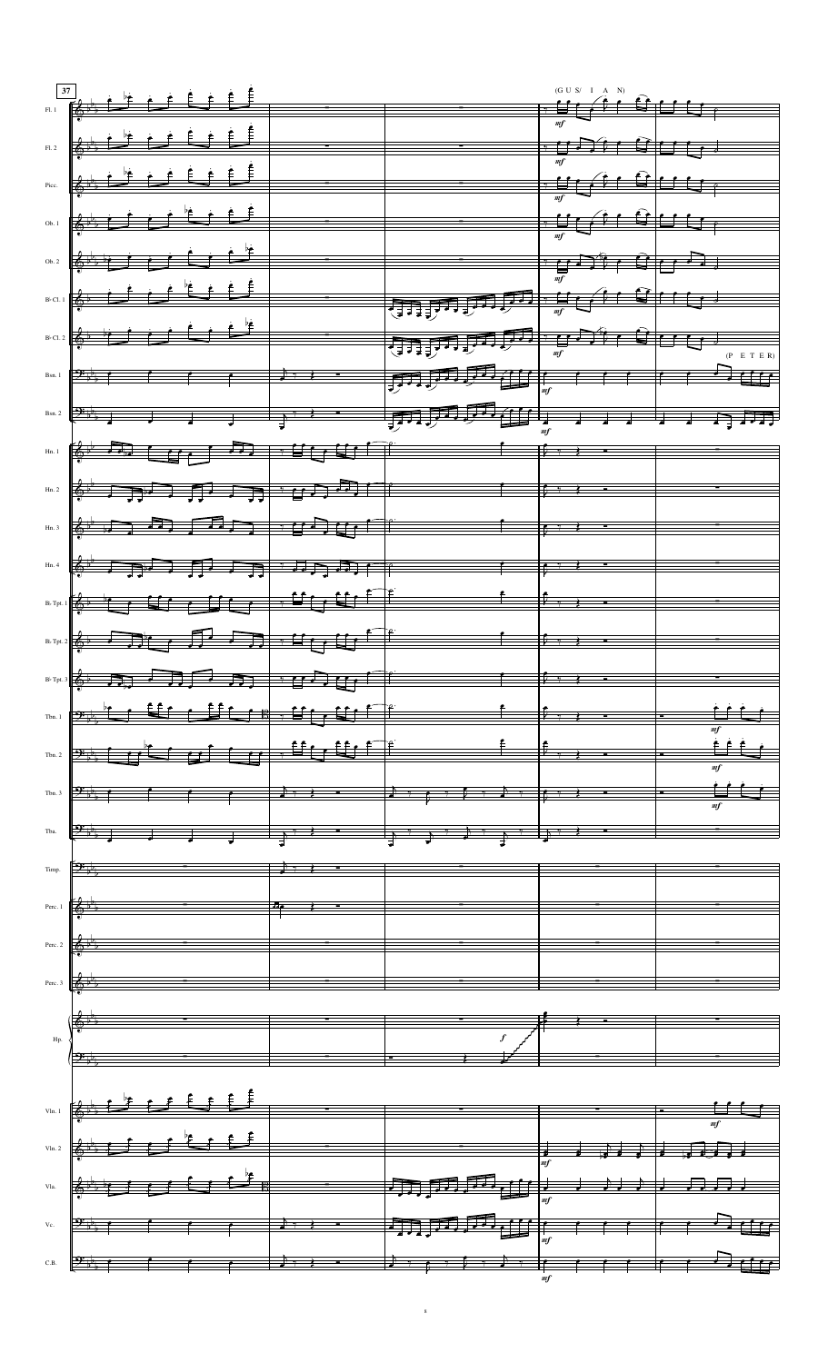37

(G U S/ I A N)

(P E T E R)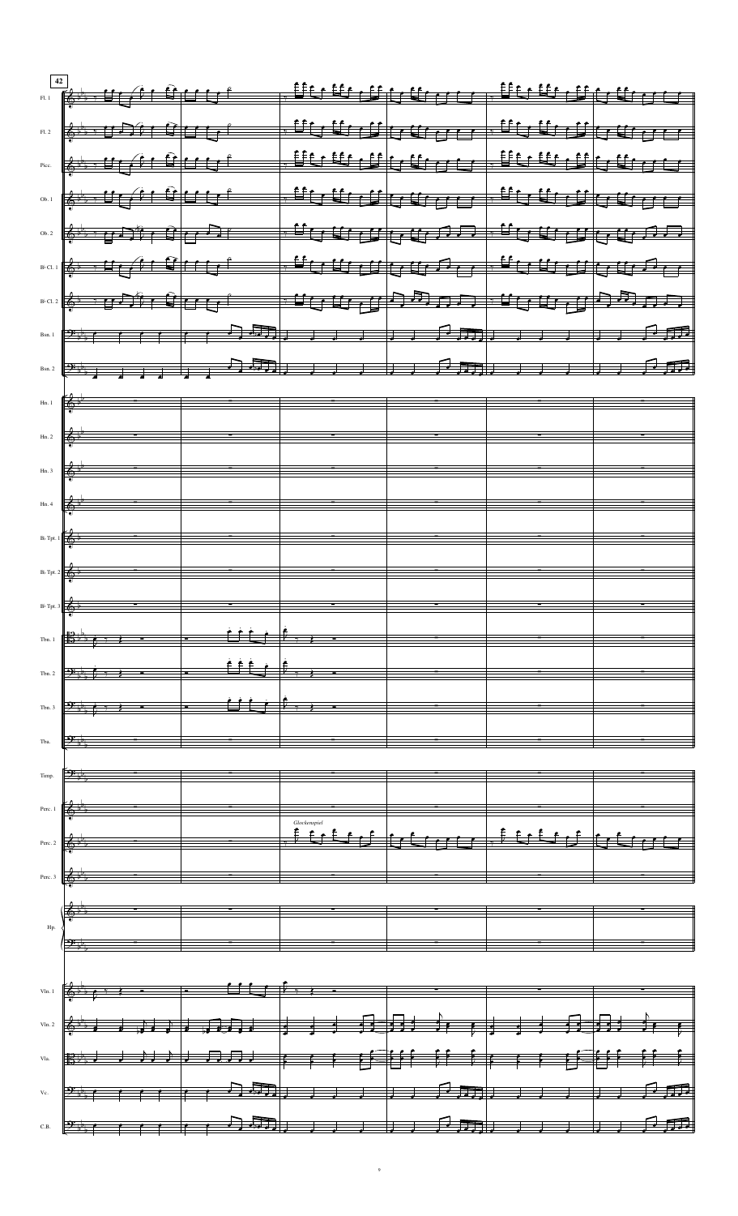42

Fl. 1

Fl. 2

Picc.

Ob. 1

Ob. 2

B♭ Cl. 1

B♭ Cl. 2

Bsn. 1

Bsn. 2

Hn. 1

Hn. 2

Hn. 3

Hn. 4

B♭ Tpt. 1

B♭ Tpt. 2

B♭ Tpt. 3

Tbn. 1

Tbn. 2

Tbn. 3

Tba.

Timp.

Perc. 1

*Glockenspiel*

Perc. 2

Perc. 3

Hp.

Vln. 1

Vln. 2

Vla.

Vc.

C.B.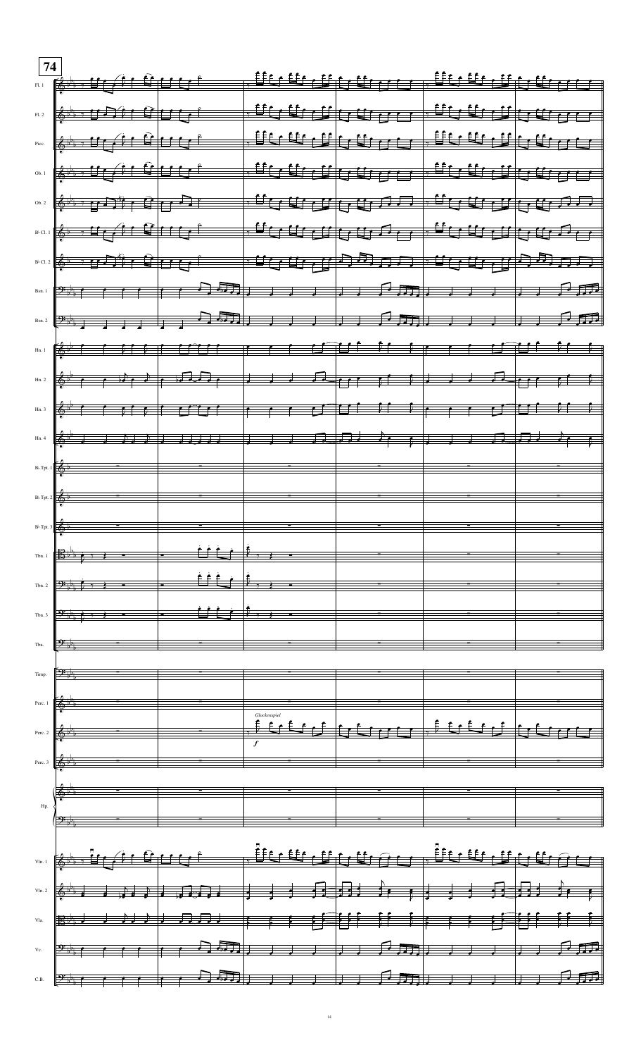**74**

Fl. 1

Fl. 2

Picc.

Ob. 1

Ob. 2

B♭ Cl. 1

B♭ Cl. 2

Bsn. 1

Bsn. 2

Hn. 1

Hn. 2

Hn. 3

Hn. 4

B♭ Tpt. 1

B♭ Tpt. 2

B♭ Tpt. 3

Tbn. 1

Tbn. 2

Tbn. 3

Tba.

Timp.

Perc. 1

Perc. 2 — *Glockenspiel* *f*

Perc. 3

Hp.

Vln. 1

Vln. 2

Vla.

Vc.

C.B.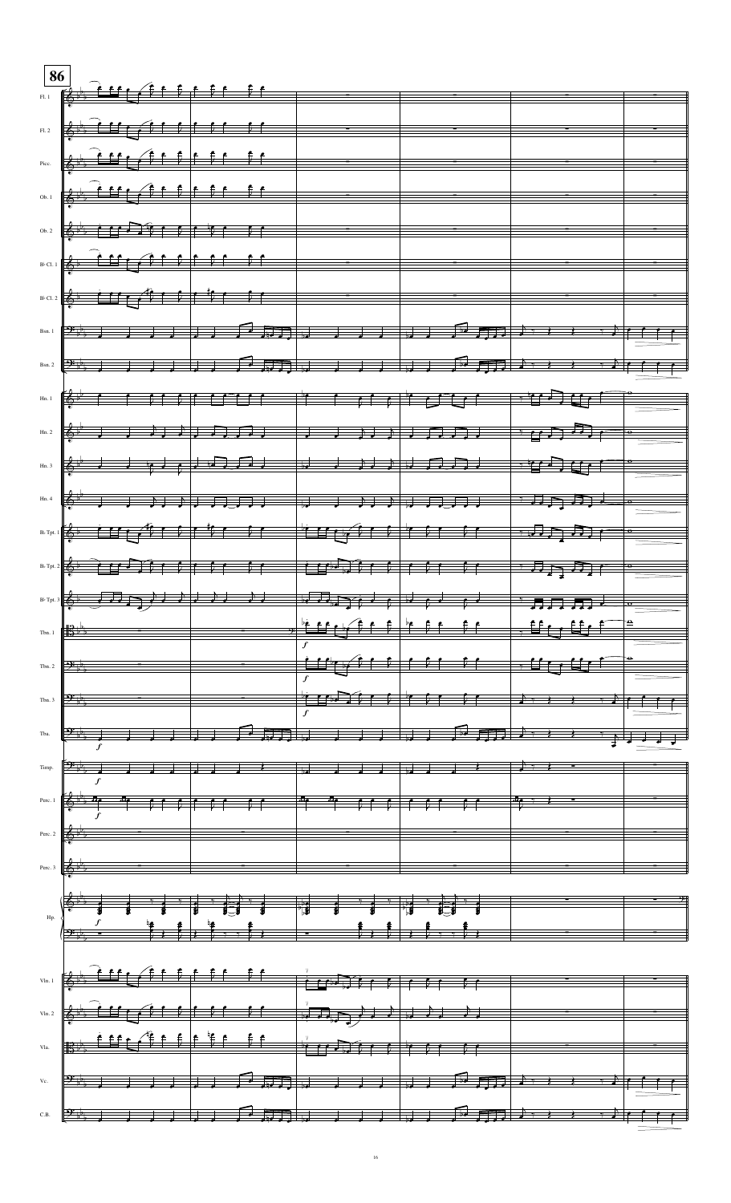**86**

Fl. 1

Fl. 2

Picc.

Ob. 1

Ob. 2

B♭ Cl. 1

B♭ Cl. 2

Bsn. 1

Bsn. 2

Hn. 1

Hn. 2

Hn. 3

Hn. 4

B♭ Tpt. 1

B♭ Tpt. 2

B♭ Tpt. 3

Tbn. 1

Tbn. 2

Tbn. 3

Tba.

Timp.

Perc. 1

Perc. 2

Perc. 3

Hp.

Vln. 1

Vln. 2

Vla.

Vc.

C.B.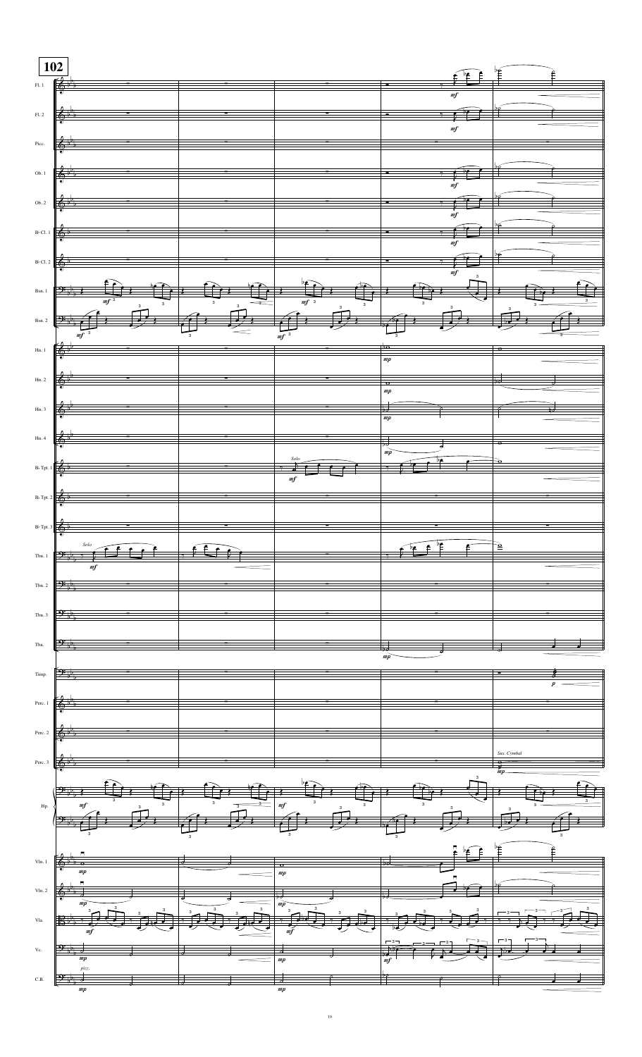**102**

Fl. 1
Fl. 2
Picc.
Ob. 1
Ob. 2
B♭ Cl. 1
B♭ Cl. 2
Bsn. 1
Bsn. 2
Hn. 1
Hn. 2
Hn. 3
Hn. 4
B♭ Tpt. 1 — *Solo*
B♭ Tpt. 2
B♭ Tpt. 3
Tbn. 1 — *Solo*
Tbn. 2
Tbn. 3
Tba.
Timp.
Perc. 1
Perc. 2
Perc. 3 — *Sus. Cymbal*
Hp.
Vln. 1
Vln. 2
Vla.
Vc.
C.B. — *pizz.*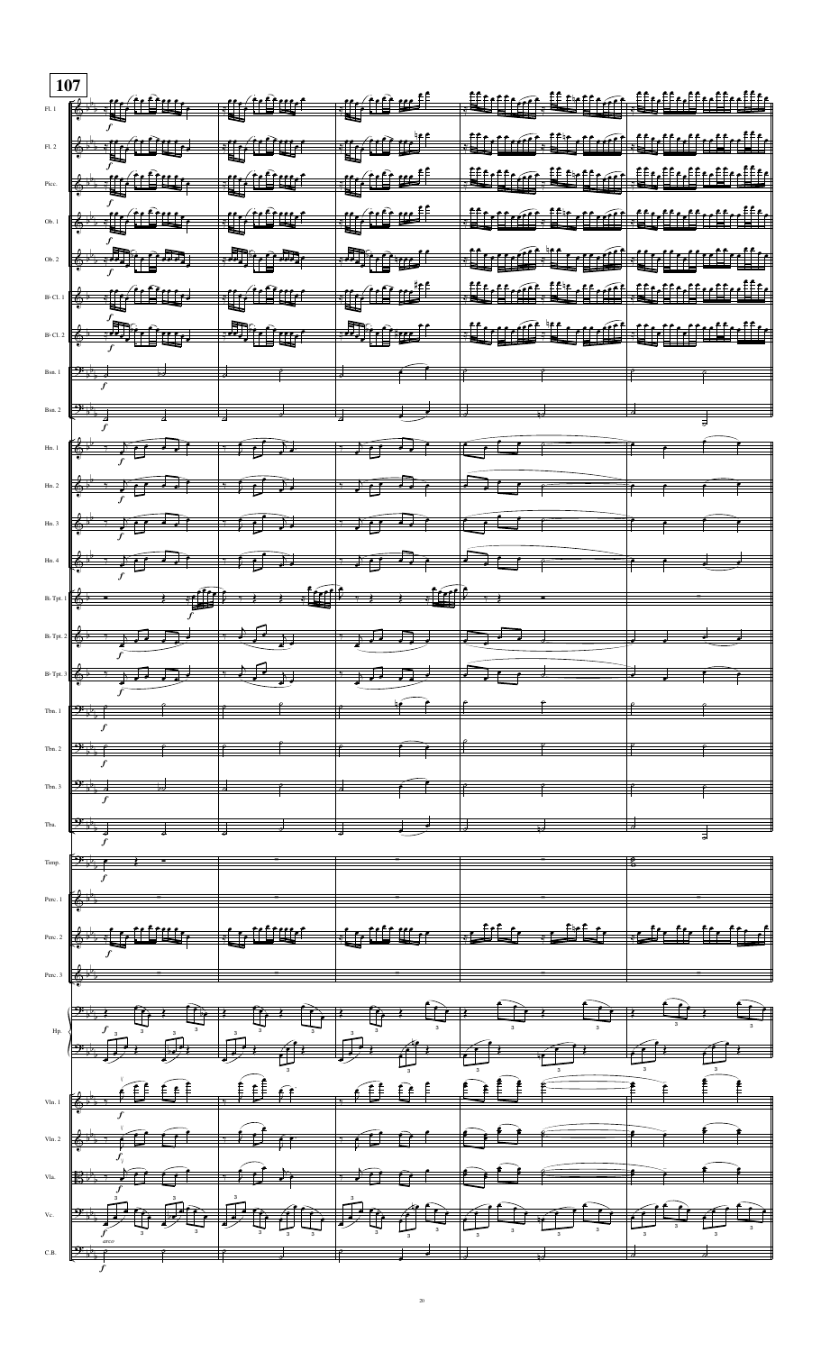**107**

Fl. 1

Fl. 2

Picc.

Ob. 1

Ob. 2

B♭ Cl. 1

B♭ Cl. 2

Bsn. 1

Bsn. 2

Hn. 1

Hn. 2

Hn. 3

Hn. 4

B♭ Tpt. 1

B♭ Tpt. 2

B♭ Tpt. 3

Tbn. 1

Tbn. 2

Tbn. 3

Tba.

Timp.

Perc. 1

Perc. 2

Perc. 3

Hp.

Vln. 1

Vln. 2

Vla.

Vc.

*arco*

C.B.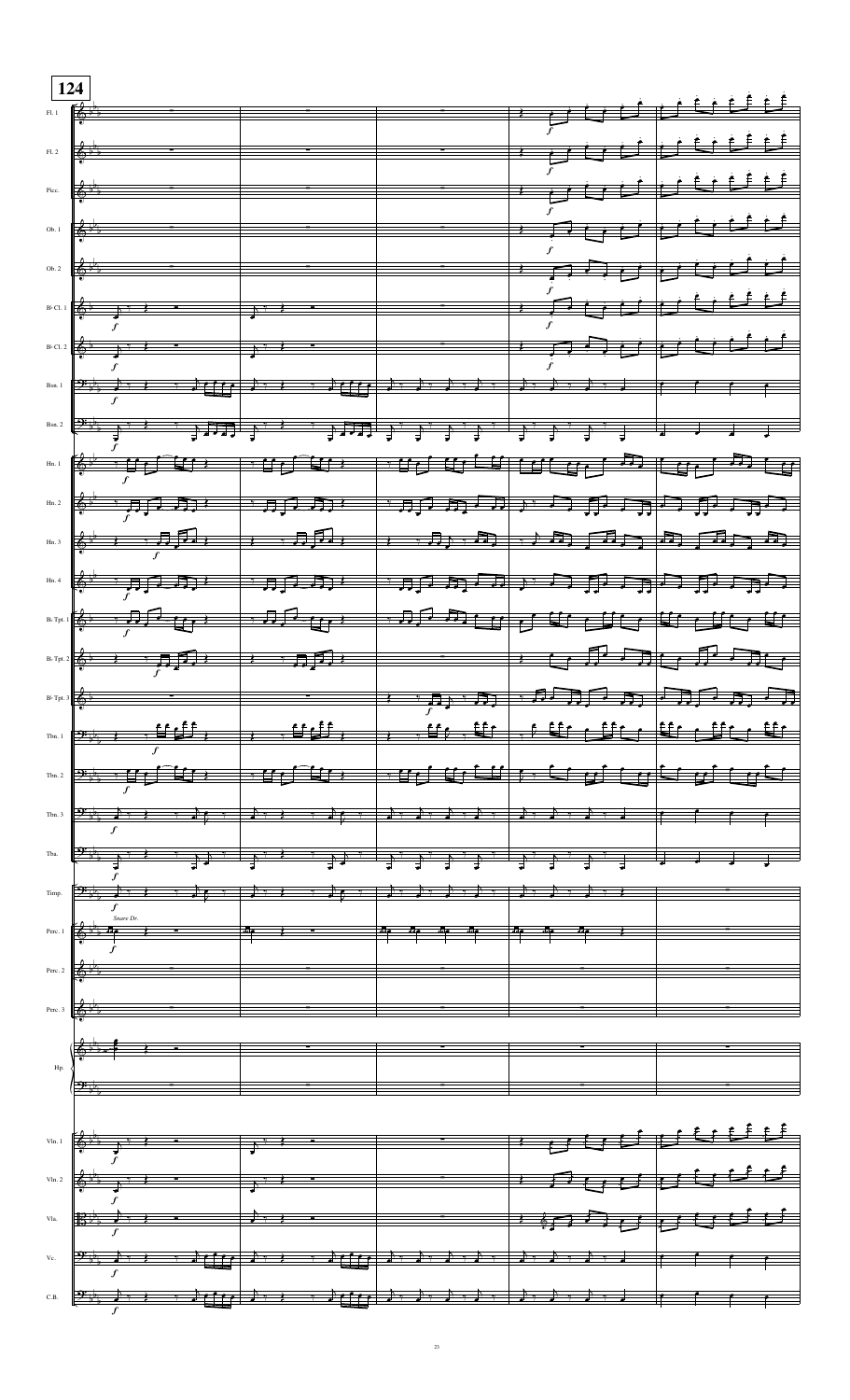**124**

Fl. 1

Fl. 2

Picc.

Ob. 1

Ob. 2

B♭ Cl. 1

B♭ Cl. 2

Bsn. 1

Bsn. 2

Hn. 1

Hn. 2

Hn. 3

Hn. 4

B♭ Tpt. 1

B♭ Tpt. 2

B♭ Tpt. 3

Tbn. 1

Tbn. 2

Tbn. 3

Tba.

Timp.

Perc. 1

*Snare Dr.*

Perc. 2

Perc. 3

Hp.

Vln. 1

Vln. 2

Vla.

Vc.

C.B.

*f*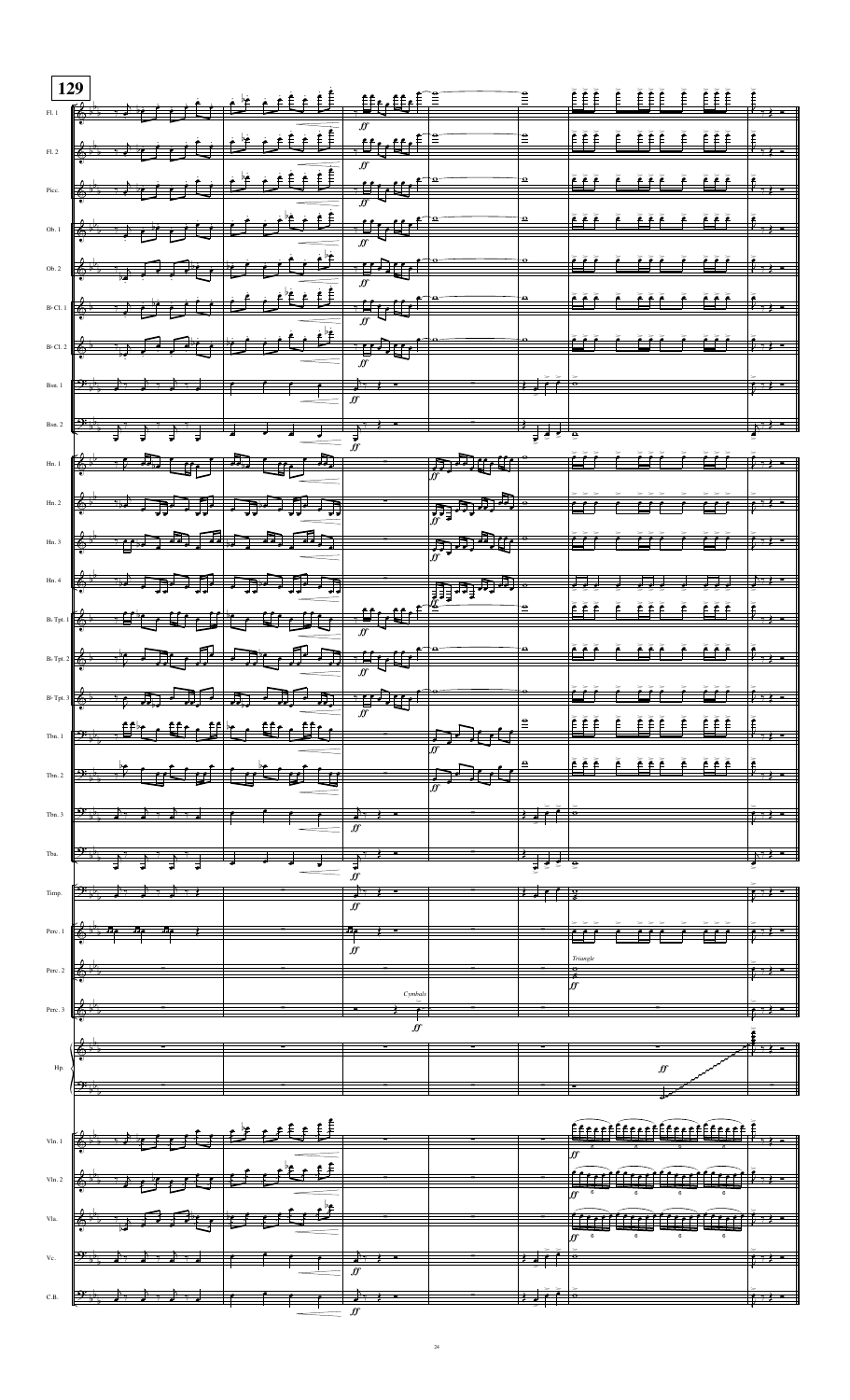129

Fl. 1

Fl. 2

Picc.

Ob. 1

Ob. 2

B♭ Cl. 1

B♭ Cl. 2

Bsn. 1

Bsn. 2

Hn. 1

Hn. 2

Hn. 3

Hn. 4

B♭ Tpt. 1

B♭ Tpt. 2

B♭ Tpt. 3

Tbn. 1

Tbn. 2

Tbn. 3

Tba.

Timp.

Perc. 1

Perc. 2

Perc. 3

Hp.

Vln. 1

Vln. 2

Vla.

Vc.

C.B.

*ff*

*Triangle*

*Cymbals*